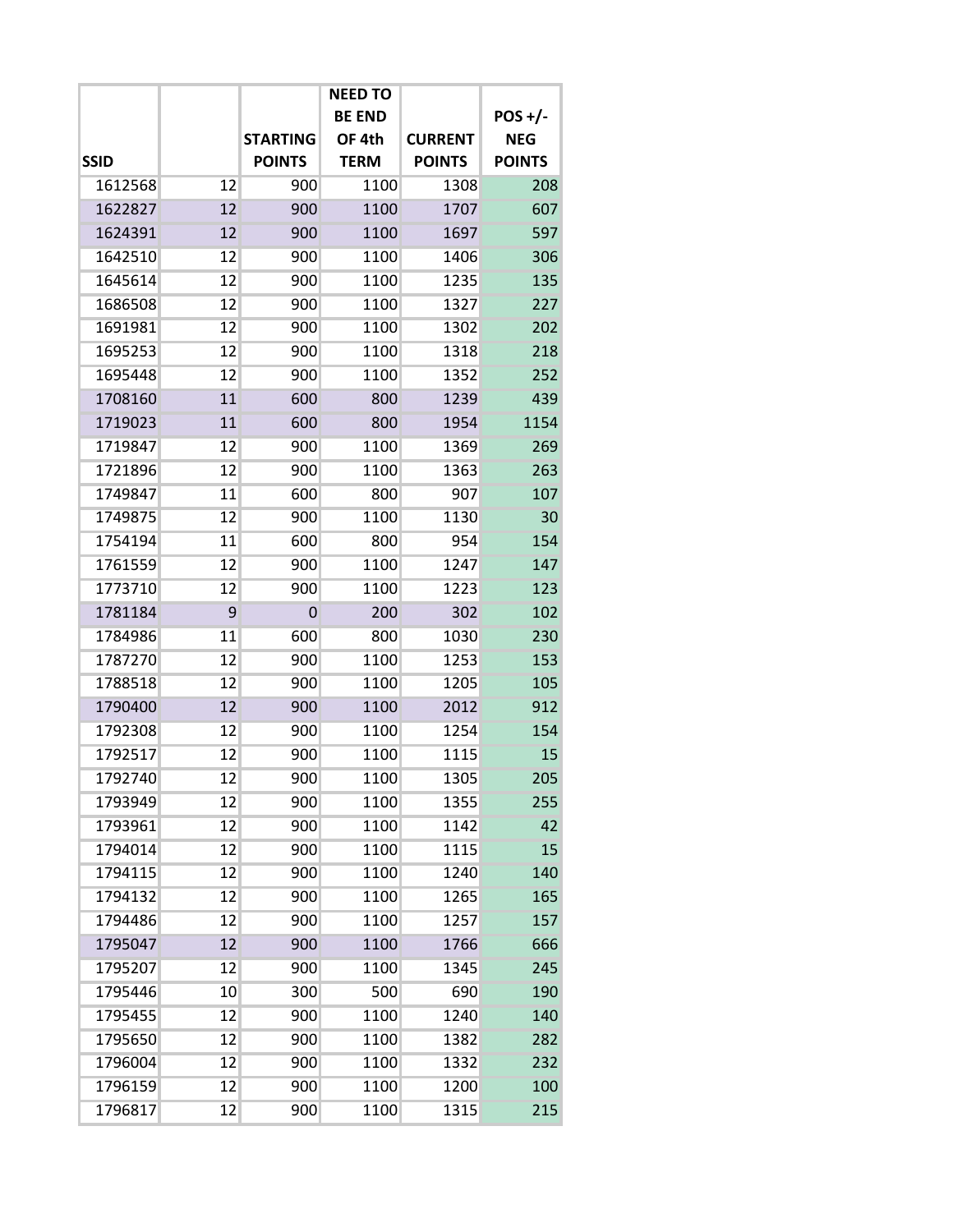| SSID | | STARTING POINTS | NEED TO BE END OF 4th TERM | CURRENT POINTS | POS +/- NEG POINTS |
|---|---|---|---|---|---|
| 1612568 | 12 | 900 | 1100 | 1308 | 208 |
| 1622827 | 12 | 900 | 1100 | 1707 | 607 |
| 1624391 | 12 | 900 | 1100 | 1697 | 597 |
| 1642510 | 12 | 900 | 1100 | 1406 | 306 |
| 1645614 | 12 | 900 | 1100 | 1235 | 135 |
| 1686508 | 12 | 900 | 1100 | 1327 | 227 |
| 1691981 | 12 | 900 | 1100 | 1302 | 202 |
| 1695253 | 12 | 900 | 1100 | 1318 | 218 |
| 1695448 | 12 | 900 | 1100 | 1352 | 252 |
| 1708160 | 11 | 600 | 800 | 1239 | 439 |
| 1719023 | 11 | 600 | 800 | 1954 | 1154 |
| 1719847 | 12 | 900 | 1100 | 1369 | 269 |
| 1721896 | 12 | 900 | 1100 | 1363 | 263 |
| 1749847 | 11 | 600 | 800 | 907 | 107 |
| 1749875 | 12 | 900 | 1100 | 1130 | 30 |
| 1754194 | 11 | 600 | 800 | 954 | 154 |
| 1761559 | 12 | 900 | 1100 | 1247 | 147 |
| 1773710 | 12 | 900 | 1100 | 1223 | 123 |
| 1781184 | 9 | 0 | 200 | 302 | 102 |
| 1784986 | 11 | 600 | 800 | 1030 | 230 |
| 1787270 | 12 | 900 | 1100 | 1253 | 153 |
| 1788518 | 12 | 900 | 1100 | 1205 | 105 |
| 1790400 | 12 | 900 | 1100 | 2012 | 912 |
| 1792308 | 12 | 900 | 1100 | 1254 | 154 |
| 1792517 | 12 | 900 | 1100 | 1115 | 15 |
| 1792740 | 12 | 900 | 1100 | 1305 | 205 |
| 1793949 | 12 | 900 | 1100 | 1355 | 255 |
| 1793961 | 12 | 900 | 1100 | 1142 | 42 |
| 1794014 | 12 | 900 | 1100 | 1115 | 15 |
| 1794115 | 12 | 900 | 1100 | 1240 | 140 |
| 1794132 | 12 | 900 | 1100 | 1265 | 165 |
| 1794486 | 12 | 900 | 1100 | 1257 | 157 |
| 1795047 | 12 | 900 | 1100 | 1766 | 666 |
| 1795207 | 12 | 900 | 1100 | 1345 | 245 |
| 1795446 | 10 | 300 | 500 | 690 | 190 |
| 1795455 | 12 | 900 | 1100 | 1240 | 140 |
| 1795650 | 12 | 900 | 1100 | 1382 | 282 |
| 1796004 | 12 | 900 | 1100 | 1332 | 232 |
| 1796159 | 12 | 900 | 1100 | 1200 | 100 |
| 1796817 | 12 | 900 | 1100 | 1315 | 215 |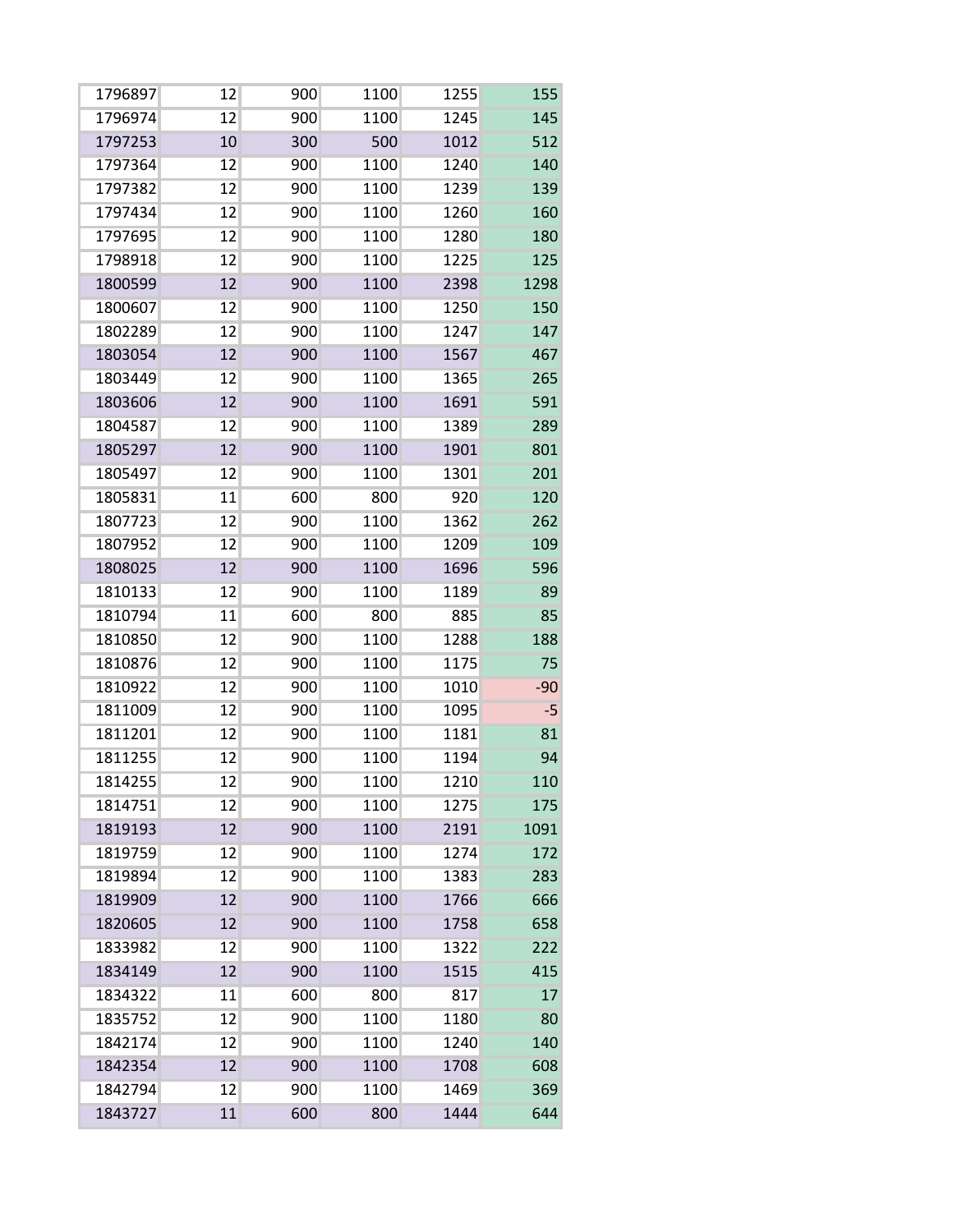| | | | | | |
|---|---|---|---|---|---|
| 1796897 | 12 | 900 | 1100 | 1255 | 155 |
| 1796974 | 12 | 900 | 1100 | 1245 | 145 |
| 1797253 | 10 | 300 | 500 | 1012 | 512 |
| 1797364 | 12 | 900 | 1100 | 1240 | 140 |
| 1797382 | 12 | 900 | 1100 | 1239 | 139 |
| 1797434 | 12 | 900 | 1100 | 1260 | 160 |
| 1797695 | 12 | 900 | 1100 | 1280 | 180 |
| 1798918 | 12 | 900 | 1100 | 1225 | 125 |
| 1800599 | 12 | 900 | 1100 | 2398 | 1298 |
| 1800607 | 12 | 900 | 1100 | 1250 | 150 |
| 1802289 | 12 | 900 | 1100 | 1247 | 147 |
| 1803054 | 12 | 900 | 1100 | 1567 | 467 |
| 1803449 | 12 | 900 | 1100 | 1365 | 265 |
| 1803606 | 12 | 900 | 1100 | 1691 | 591 |
| 1804587 | 12 | 900 | 1100 | 1389 | 289 |
| 1805297 | 12 | 900 | 1100 | 1901 | 801 |
| 1805497 | 12 | 900 | 1100 | 1301 | 201 |
| 1805831 | 11 | 600 | 800 | 920 | 120 |
| 1807723 | 12 | 900 | 1100 | 1362 | 262 |
| 1807952 | 12 | 900 | 1100 | 1209 | 109 |
| 1808025 | 12 | 900 | 1100 | 1696 | 596 |
| 1810133 | 12 | 900 | 1100 | 1189 | 89 |
| 1810794 | 11 | 600 | 800 | 885 | 85 |
| 1810850 | 12 | 900 | 1100 | 1288 | 188 |
| 1810876 | 12 | 900 | 1100 | 1175 | 75 |
| 1810922 | 12 | 900 | 1100 | 1010 | -90 |
| 1811009 | 12 | 900 | 1100 | 1095 | -5 |
| 1811201 | 12 | 900 | 1100 | 1181 | 81 |
| 1811255 | 12 | 900 | 1100 | 1194 | 94 |
| 1814255 | 12 | 900 | 1100 | 1210 | 110 |
| 1814751 | 12 | 900 | 1100 | 1275 | 175 |
| 1819193 | 12 | 900 | 1100 | 2191 | 1091 |
| 1819759 | 12 | 900 | 1100 | 1274 | 172 |
| 1819894 | 12 | 900 | 1100 | 1383 | 283 |
| 1819909 | 12 | 900 | 1100 | 1766 | 666 |
| 1820605 | 12 | 900 | 1100 | 1758 | 658 |
| 1833982 | 12 | 900 | 1100 | 1322 | 222 |
| 1834149 | 12 | 900 | 1100 | 1515 | 415 |
| 1834322 | 11 | 600 | 800 | 817 | 17 |
| 1835752 | 12 | 900 | 1100 | 1180 | 80 |
| 1842174 | 12 | 900 | 1100 | 1240 | 140 |
| 1842354 | 12 | 900 | 1100 | 1708 | 608 |
| 1842794 | 12 | 900 | 1100 | 1469 | 369 |
| 1843727 | 11 | 600 | 800 | 1444 | 644 |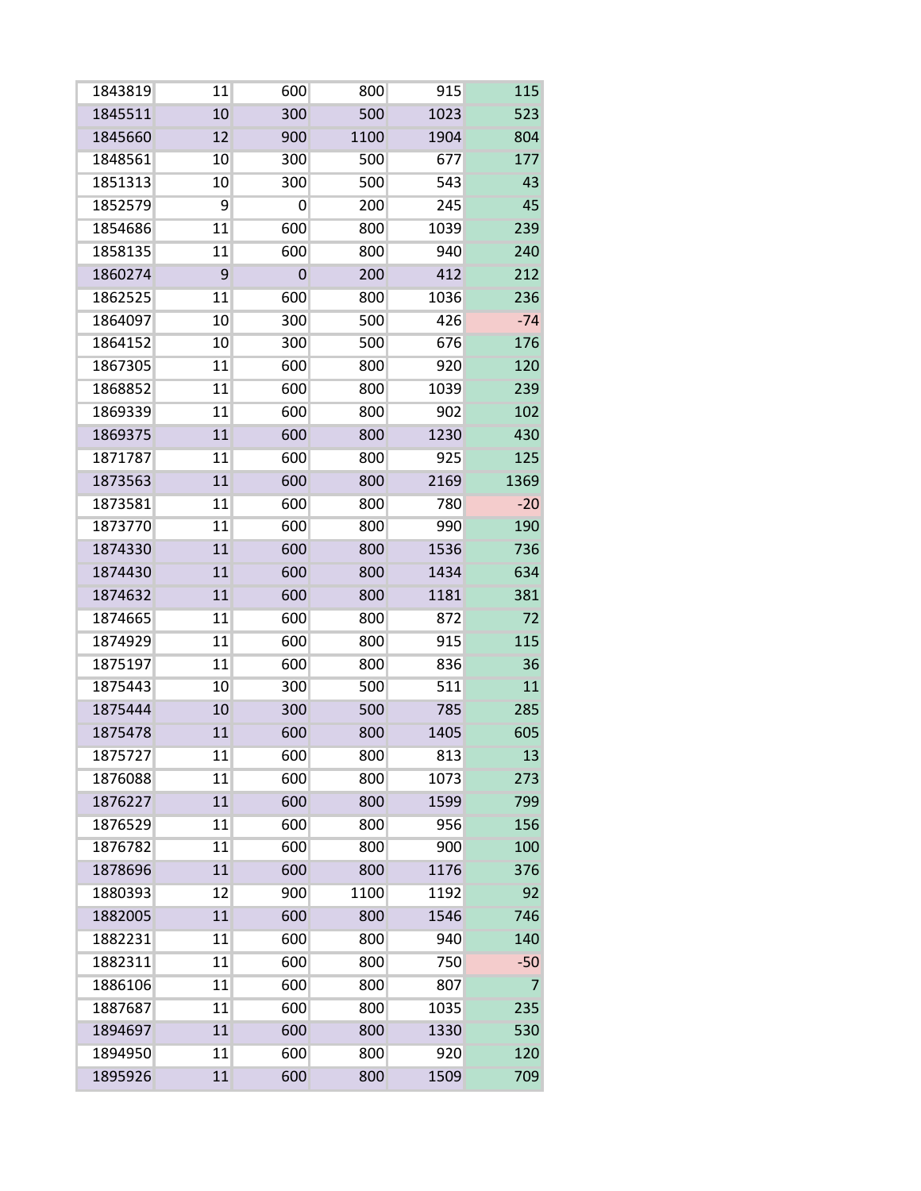| | | | | | |
|---|---|---|---|---|---|
| 1843819 | 11 | 600 | 800 | 915 | 115 |
| 1845511 | 10 | 300 | 500 | 1023 | 523 |
| 1845660 | 12 | 900 | 1100 | 1904 | 804 |
| 1848561 | 10 | 300 | 500 | 677 | 177 |
| 1851313 | 10 | 300 | 500 | 543 | 43 |
| 1852579 | 9 | 0 | 200 | 245 | 45 |
| 1854686 | 11 | 600 | 800 | 1039 | 239 |
| 1858135 | 11 | 600 | 800 | 940 | 240 |
| 1860274 | 9 | 0 | 200 | 412 | 212 |
| 1862525 | 11 | 600 | 800 | 1036 | 236 |
| 1864097 | 10 | 300 | 500 | 426 | -74 |
| 1864152 | 10 | 300 | 500 | 676 | 176 |
| 1867305 | 11 | 600 | 800 | 920 | 120 |
| 1868852 | 11 | 600 | 800 | 1039 | 239 |
| 1869339 | 11 | 600 | 800 | 902 | 102 |
| 1869375 | 11 | 600 | 800 | 1230 | 430 |
| 1871787 | 11 | 600 | 800 | 925 | 125 |
| 1873563 | 11 | 600 | 800 | 2169 | 1369 |
| 1873581 | 11 | 600 | 800 | 780 | -20 |
| 1873770 | 11 | 600 | 800 | 990 | 190 |
| 1874330 | 11 | 600 | 800 | 1536 | 736 |
| 1874430 | 11 | 600 | 800 | 1434 | 634 |
| 1874632 | 11 | 600 | 800 | 1181 | 381 |
| 1874665 | 11 | 600 | 800 | 872 | 72 |
| 1874929 | 11 | 600 | 800 | 915 | 115 |
| 1875197 | 11 | 600 | 800 | 836 | 36 |
| 1875443 | 10 | 300 | 500 | 511 | 11 |
| 1875444 | 10 | 300 | 500 | 785 | 285 |
| 1875478 | 11 | 600 | 800 | 1405 | 605 |
| 1875727 | 11 | 600 | 800 | 813 | 13 |
| 1876088 | 11 | 600 | 800 | 1073 | 273 |
| 1876227 | 11 | 600 | 800 | 1599 | 799 |
| 1876529 | 11 | 600 | 800 | 956 | 156 |
| 1876782 | 11 | 600 | 800 | 900 | 100 |
| 1878696 | 11 | 600 | 800 | 1176 | 376 |
| 1880393 | 12 | 900 | 1100 | 1192 | 92 |
| 1882005 | 11 | 600 | 800 | 1546 | 746 |
| 1882231 | 11 | 600 | 800 | 940 | 140 |
| 1882311 | 11 | 600 | 800 | 750 | -50 |
| 1886106 | 11 | 600 | 800 | 807 | 7 |
| 1887687 | 11 | 600 | 800 | 1035 | 235 |
| 1894697 | 11 | 600 | 800 | 1330 | 530 |
| 1894950 | 11 | 600 | 800 | 920 | 120 |
| 1895926 | 11 | 600 | 800 | 1509 | 709 |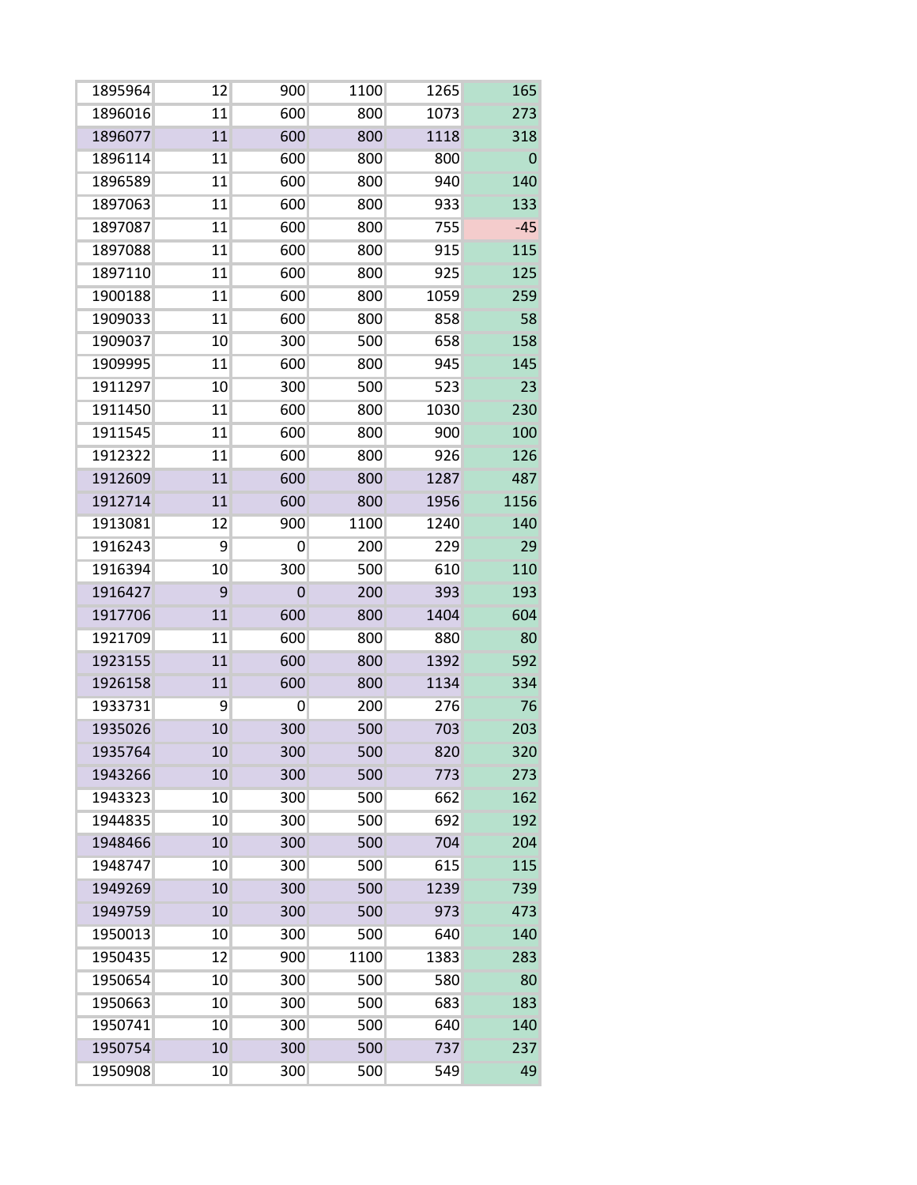| | | | | | |
|---|---|---|---|---|---|
| 1895964 | 12 | 900 | 1100 | 1265 | 165 |
| 1896016 | 11 | 600 | 800 | 1073 | 273 |
| 1896077 | 11 | 600 | 800 | 1118 | 318 |
| 1896114 | 11 | 600 | 800 | 800 | 0 |
| 1896589 | 11 | 600 | 800 | 940 | 140 |
| 1897063 | 11 | 600 | 800 | 933 | 133 |
| 1897087 | 11 | 600 | 800 | 755 | -45 |
| 1897088 | 11 | 600 | 800 | 915 | 115 |
| 1897110 | 11 | 600 | 800 | 925 | 125 |
| 1900188 | 11 | 600 | 800 | 1059 | 259 |
| 1909033 | 11 | 600 | 800 | 858 | 58 |
| 1909037 | 10 | 300 | 500 | 658 | 158 |
| 1909995 | 11 | 600 | 800 | 945 | 145 |
| 1911297 | 10 | 300 | 500 | 523 | 23 |
| 1911450 | 11 | 600 | 800 | 1030 | 230 |
| 1911545 | 11 | 600 | 800 | 900 | 100 |
| 1912322 | 11 | 600 | 800 | 926 | 126 |
| 1912609 | 11 | 600 | 800 | 1287 | 487 |
| 1912714 | 11 | 600 | 800 | 1956 | 1156 |
| 1913081 | 12 | 900 | 1100 | 1240 | 140 |
| 1916243 | 9 | 0 | 200 | 229 | 29 |
| 1916394 | 10 | 300 | 500 | 610 | 110 |
| 1916427 | 9 | 0 | 200 | 393 | 193 |
| 1917706 | 11 | 600 | 800 | 1404 | 604 |
| 1921709 | 11 | 600 | 800 | 880 | 80 |
| 1923155 | 11 | 600 | 800 | 1392 | 592 |
| 1926158 | 11 | 600 | 800 | 1134 | 334 |
| 1933731 | 9 | 0 | 200 | 276 | 76 |
| 1935026 | 10 | 300 | 500 | 703 | 203 |
| 1935764 | 10 | 300 | 500 | 820 | 320 |
| 1943266 | 10 | 300 | 500 | 773 | 273 |
| 1943323 | 10 | 300 | 500 | 662 | 162 |
| 1944835 | 10 | 300 | 500 | 692 | 192 |
| 1948466 | 10 | 300 | 500 | 704 | 204 |
| 1948747 | 10 | 300 | 500 | 615 | 115 |
| 1949269 | 10 | 300 | 500 | 1239 | 739 |
| 1949759 | 10 | 300 | 500 | 973 | 473 |
| 1950013 | 10 | 300 | 500 | 640 | 140 |
| 1950435 | 12 | 900 | 1100 | 1383 | 283 |
| 1950654 | 10 | 300 | 500 | 580 | 80 |
| 1950663 | 10 | 300 | 500 | 683 | 183 |
| 1950741 | 10 | 300 | 500 | 640 | 140 |
| 1950754 | 10 | 300 | 500 | 737 | 237 |
| 1950908 | 10 | 300 | 500 | 549 | 49 |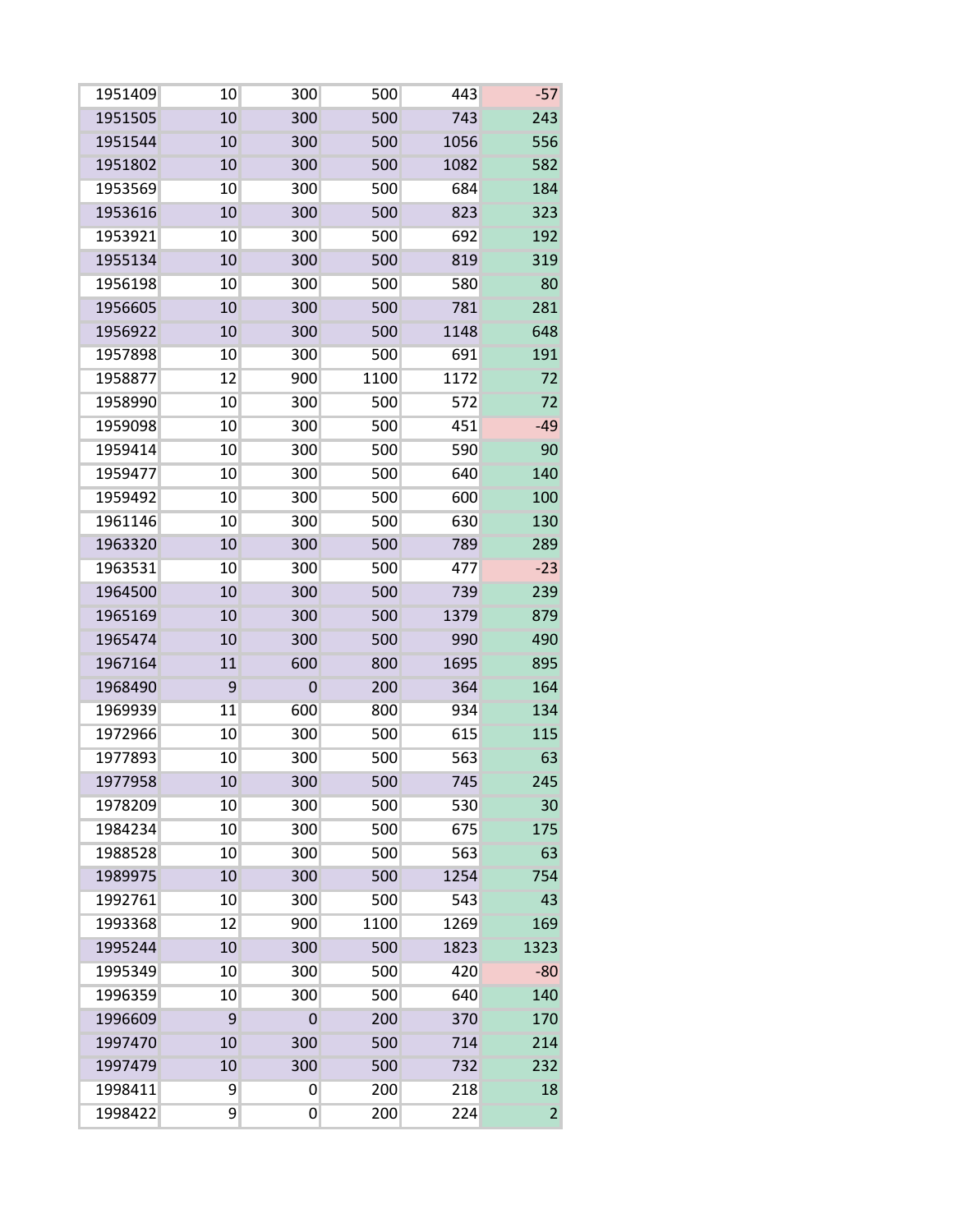| | | | | | |
|---|---|---|---|---|---|
| 1951409 | 10 | 300 | 500 | 443 | -57 |
| 1951505 | 10 | 300 | 500 | 743 | 243 |
| 1951544 | 10 | 300 | 500 | 1056 | 556 |
| 1951802 | 10 | 300 | 500 | 1082 | 582 |
| 1953569 | 10 | 300 | 500 | 684 | 184 |
| 1953616 | 10 | 300 | 500 | 823 | 323 |
| 1953921 | 10 | 300 | 500 | 692 | 192 |
| 1955134 | 10 | 300 | 500 | 819 | 319 |
| 1956198 | 10 | 300 | 500 | 580 | 80 |
| 1956605 | 10 | 300 | 500 | 781 | 281 |
| 1956922 | 10 | 300 | 500 | 1148 | 648 |
| 1957898 | 10 | 300 | 500 | 691 | 191 |
| 1958877 | 12 | 900 | 1100 | 1172 | 72 |
| 1958990 | 10 | 300 | 500 | 572 | 72 |
| 1959098 | 10 | 300 | 500 | 451 | -49 |
| 1959414 | 10 | 300 | 500 | 590 | 90 |
| 1959477 | 10 | 300 | 500 | 640 | 140 |
| 1959492 | 10 | 300 | 500 | 600 | 100 |
| 1961146 | 10 | 300 | 500 | 630 | 130 |
| 1963320 | 10 | 300 | 500 | 789 | 289 |
| 1963531 | 10 | 300 | 500 | 477 | -23 |
| 1964500 | 10 | 300 | 500 | 739 | 239 |
| 1965169 | 10 | 300 | 500 | 1379 | 879 |
| 1965474 | 10 | 300 | 500 | 990 | 490 |
| 1967164 | 11 | 600 | 800 | 1695 | 895 |
| 1968490 | 9 | 0 | 200 | 364 | 164 |
| 1969939 | 11 | 600 | 800 | 934 | 134 |
| 1972966 | 10 | 300 | 500 | 615 | 115 |
| 1977893 | 10 | 300 | 500 | 563 | 63 |
| 1977958 | 10 | 300 | 500 | 745 | 245 |
| 1978209 | 10 | 300 | 500 | 530 | 30 |
| 1984234 | 10 | 300 | 500 | 675 | 175 |
| 1988528 | 10 | 300 | 500 | 563 | 63 |
| 1989975 | 10 | 300 | 500 | 1254 | 754 |
| 1992761 | 10 | 300 | 500 | 543 | 43 |
| 1993368 | 12 | 900 | 1100 | 1269 | 169 |
| 1995244 | 10 | 300 | 500 | 1823 | 1323 |
| 1995349 | 10 | 300 | 500 | 420 | -80 |
| 1996359 | 10 | 300 | 500 | 640 | 140 |
| 1996609 | 9 | 0 | 200 | 370 | 170 |
| 1997470 | 10 | 300 | 500 | 714 | 214 |
| 1997479 | 10 | 300 | 500 | 732 | 232 |
| 1998411 | 9 | 0 | 200 | 218 | 18 |
| 1998422 | 9 | 0 | 200 | 224 | 2 |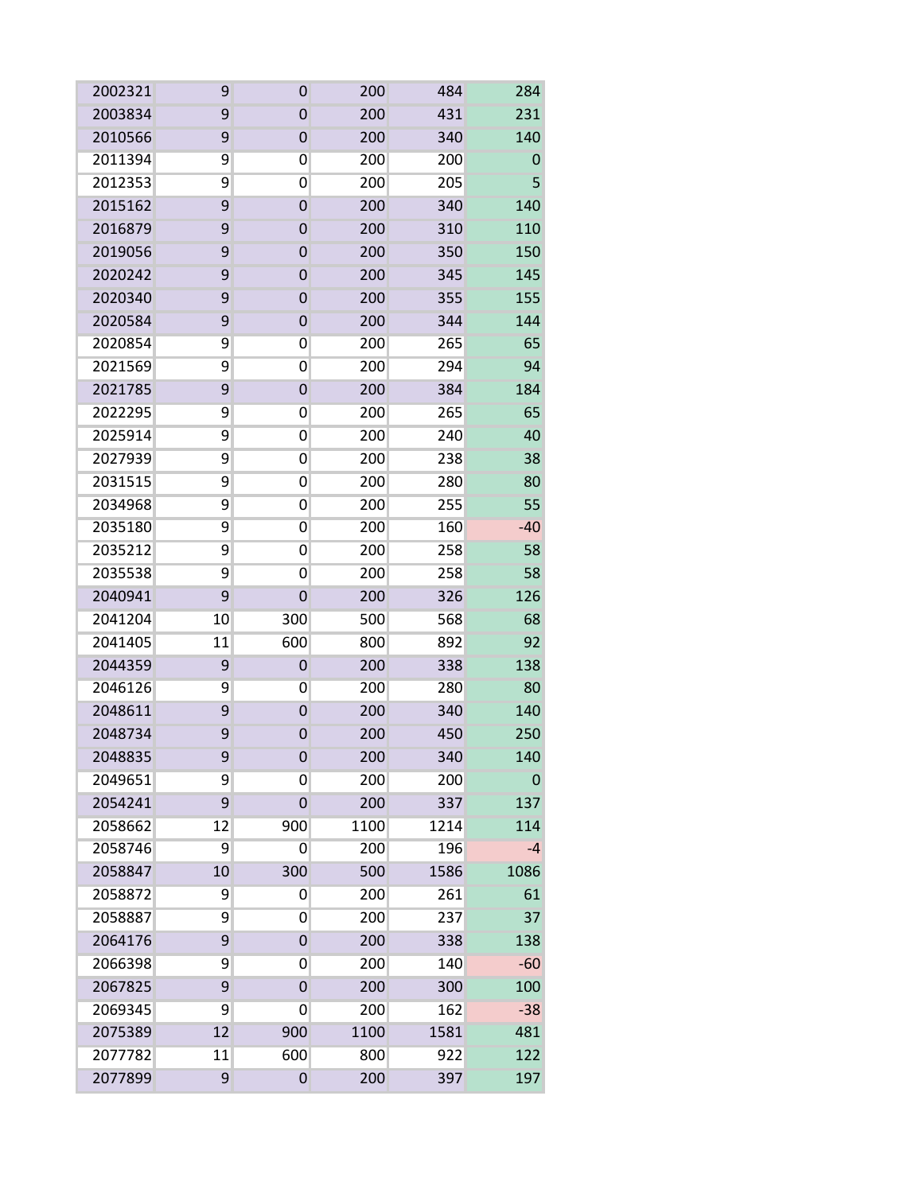| | | | | | |
|---|---|---|---|---|---|
| 2002321 | 9 | 0 | 200 | 484 | 284 |
| 2003834 | 9 | 0 | 200 | 431 | 231 |
| 2010566 | 9 | 0 | 200 | 340 | 140 |
| 2011394 | 9 | 0 | 200 | 200 | 0 |
| 2012353 | 9 | 0 | 200 | 205 | 5 |
| 2015162 | 9 | 0 | 200 | 340 | 140 |
| 2016879 | 9 | 0 | 200 | 310 | 110 |
| 2019056 | 9 | 0 | 200 | 350 | 150 |
| 2020242 | 9 | 0 | 200 | 345 | 145 |
| 2020340 | 9 | 0 | 200 | 355 | 155 |
| 2020584 | 9 | 0 | 200 | 344 | 144 |
| 2020854 | 9 | 0 | 200 | 265 | 65 |
| 2021569 | 9 | 0 | 200 | 294 | 94 |
| 2021785 | 9 | 0 | 200 | 384 | 184 |
| 2022295 | 9 | 0 | 200 | 265 | 65 |
| 2025914 | 9 | 0 | 200 | 240 | 40 |
| 2027939 | 9 | 0 | 200 | 238 | 38 |
| 2031515 | 9 | 0 | 200 | 280 | 80 |
| 2034968 | 9 | 0 | 200 | 255 | 55 |
| 2035180 | 9 | 0 | 200 | 160 | -40 |
| 2035212 | 9 | 0 | 200 | 258 | 58 |
| 2035538 | 9 | 0 | 200 | 258 | 58 |
| 2040941 | 9 | 0 | 200 | 326 | 126 |
| 2041204 | 10 | 300 | 500 | 568 | 68 |
| 2041405 | 11 | 600 | 800 | 892 | 92 |
| 2044359 | 9 | 0 | 200 | 338 | 138 |
| 2046126 | 9 | 0 | 200 | 280 | 80 |
| 2048611 | 9 | 0 | 200 | 340 | 140 |
| 2048734 | 9 | 0 | 200 | 450 | 250 |
| 2048835 | 9 | 0 | 200 | 340 | 140 |
| 2049651 | 9 | 0 | 200 | 200 | 0 |
| 2054241 | 9 | 0 | 200 | 337 | 137 |
| 2058662 | 12 | 900 | 1100 | 1214 | 114 |
| 2058746 | 9 | 0 | 200 | 196 | -4 |
| 2058847 | 10 | 300 | 500 | 1586 | 1086 |
| 2058872 | 9 | 0 | 200 | 261 | 61 |
| 2058887 | 9 | 0 | 200 | 237 | 37 |
| 2064176 | 9 | 0 | 200 | 338 | 138 |
| 2066398 | 9 | 0 | 200 | 140 | -60 |
| 2067825 | 9 | 0 | 200 | 300 | 100 |
| 2069345 | 9 | 0 | 200 | 162 | -38 |
| 2075389 | 12 | 900 | 1100 | 1581 | 481 |
| 2077782 | 11 | 600 | 800 | 922 | 122 |
| 2077899 | 9 | 0 | 200 | 397 | 197 |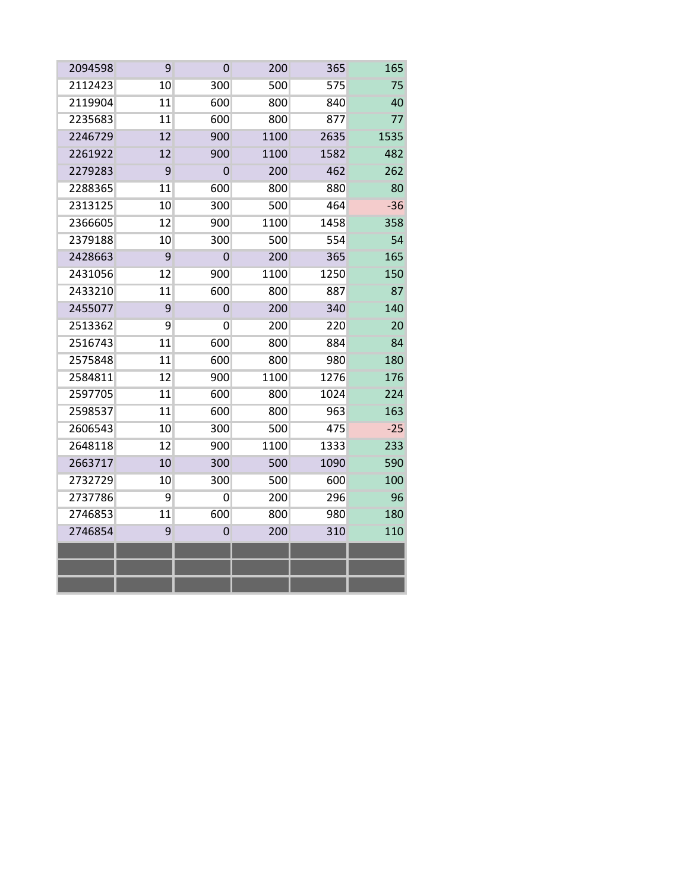| | | | | | |
|---|---|---|---|---|---|
| 2094598 | 9 | 0 | 200 | 365 | 165 |
| 2112423 | 10 | 300 | 500 | 575 | 75 |
| 2119904 | 11 | 600 | 800 | 840 | 40 |
| 2235683 | 11 | 600 | 800 | 877 | 77 |
| 2246729 | 12 | 900 | 1100 | 2635 | 1535 |
| 2261922 | 12 | 900 | 1100 | 1582 | 482 |
| 2279283 | 9 | 0 | 200 | 462 | 262 |
| 2288365 | 11 | 600 | 800 | 880 | 80 |
| 2313125 | 10 | 300 | 500 | 464 | -36 |
| 2366605 | 12 | 900 | 1100 | 1458 | 358 |
| 2379188 | 10 | 300 | 500 | 554 | 54 |
| 2428663 | 9 | 0 | 200 | 365 | 165 |
| 2431056 | 12 | 900 | 1100 | 1250 | 150 |
| 2433210 | 11 | 600 | 800 | 887 | 87 |
| 2455077 | 9 | 0 | 200 | 340 | 140 |
| 2513362 | 9 | 0 | 200 | 220 | 20 |
| 2516743 | 11 | 600 | 800 | 884 | 84 |
| 2575848 | 11 | 600 | 800 | 980 | 180 |
| 2584811 | 12 | 900 | 1100 | 1276 | 176 |
| 2597705 | 11 | 600 | 800 | 1024 | 224 |
| 2598537 | 11 | 600 | 800 | 963 | 163 |
| 2606543 | 10 | 300 | 500 | 475 | -25 |
| 2648118 | 12 | 900 | 1100 | 1333 | 233 |
| 2663717 | 10 | 300 | 500 | 1090 | 590 |
| 2732729 | 10 | 300 | 500 | 600 | 100 |
| 2737786 | 9 | 0 | 200 | 296 | 96 |
| 2746853 | 11 | 600 | 800 | 980 | 180 |
| 2746854 | 9 | 0 | 200 | 310 | 110 |
| | | | | | |
| | | | | | |
| | | | | | |